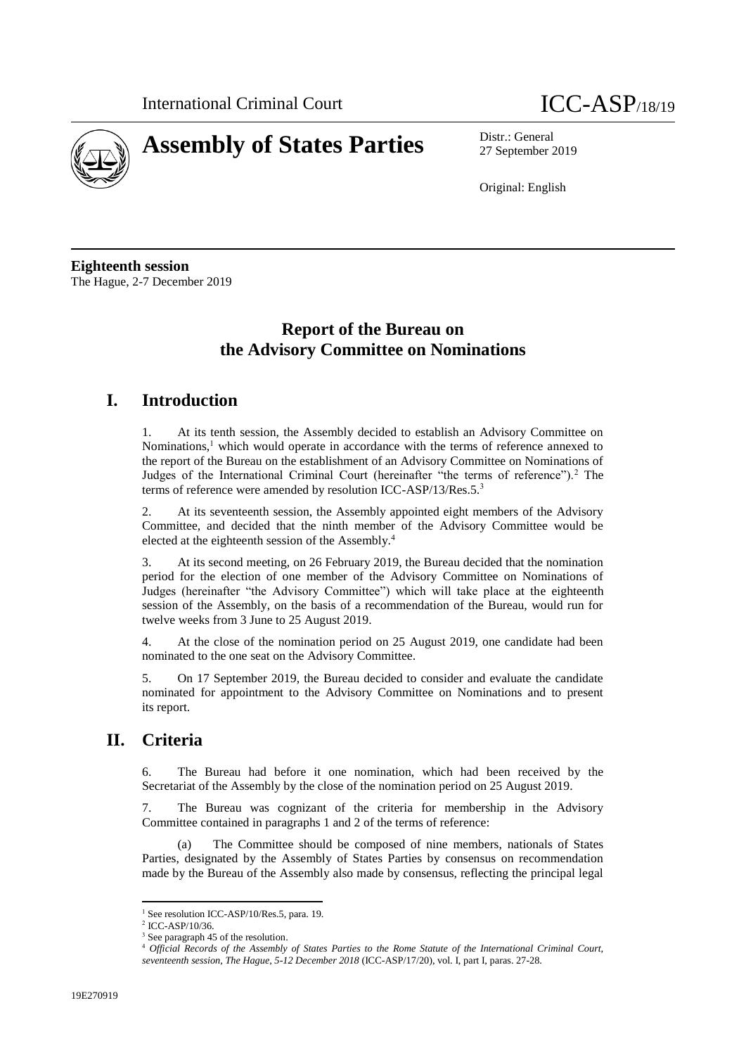International Criminal Court ICC-ASP/18/19

# Assembly of States Parties

Distr.: General
27 September 2019

Original: English

**Eighteenth session**
The Hague, 2-7 December 2019

## Report of the Bureau on the Advisory Committee on Nominations

## I. Introduction

1. At its tenth session, the Assembly decided to establish an Advisory Committee on Nominations,[1] which would operate in accordance with the terms of reference annexed to the report of the Bureau on the establishment of an Advisory Committee on Nominations of Judges of the International Criminal Court (hereinafter "the terms of reference").[2] The terms of reference were amended by resolution ICC-ASP/13/Res.5.[3]

2. At its seventeenth session, the Assembly appointed eight members of the Advisory Committee, and decided that the ninth member of the Advisory Committee would be elected at the eighteenth session of the Assembly.[4]

3. At its second meeting, on 26 February 2019, the Bureau decided that the nomination period for the election of one member of the Advisory Committee on Nominations of Judges (hereinafter "the Advisory Committee") which will take place at the eighteenth session of the Assembly, on the basis of a recommendation of the Bureau, would run for twelve weeks from 3 June to 25 August 2019.

4. At the close of the nomination period on 25 August 2019, one candidate had been nominated to the one seat on the Advisory Committee.

5. On 17 September 2019, the Bureau decided to consider and evaluate the candidate nominated for appointment to the Advisory Committee on Nominations and to present its report.

## II. Criteria

6. The Bureau had before it one nomination, which had been received by the Secretariat of the Assembly by the close of the nomination period on 25 August 2019.

7. The Bureau was cognizant of the criteria for membership in the Advisory Committee contained in paragraphs 1 and 2 of the terms of reference:

(a) The Committee should be composed of nine members, nationals of States Parties, designated by the Assembly of States Parties by consensus on recommendation made by the Bureau of the Assembly also made by consensus, reflecting the principal legal

---

[1] See resolution ICC-ASP/10/Res.5, para. 19.
[2] ICC-ASP/10/36.
[3] See paragraph 45 of the resolution.
[4] *Official Records of the Assembly of States Parties to the Rome Statute of the International Criminal Court, seventeenth session, The Hague, 5-12 December 2018* (ICC-ASP/17/20), vol. I, part I, paras. 27-28.

19E270919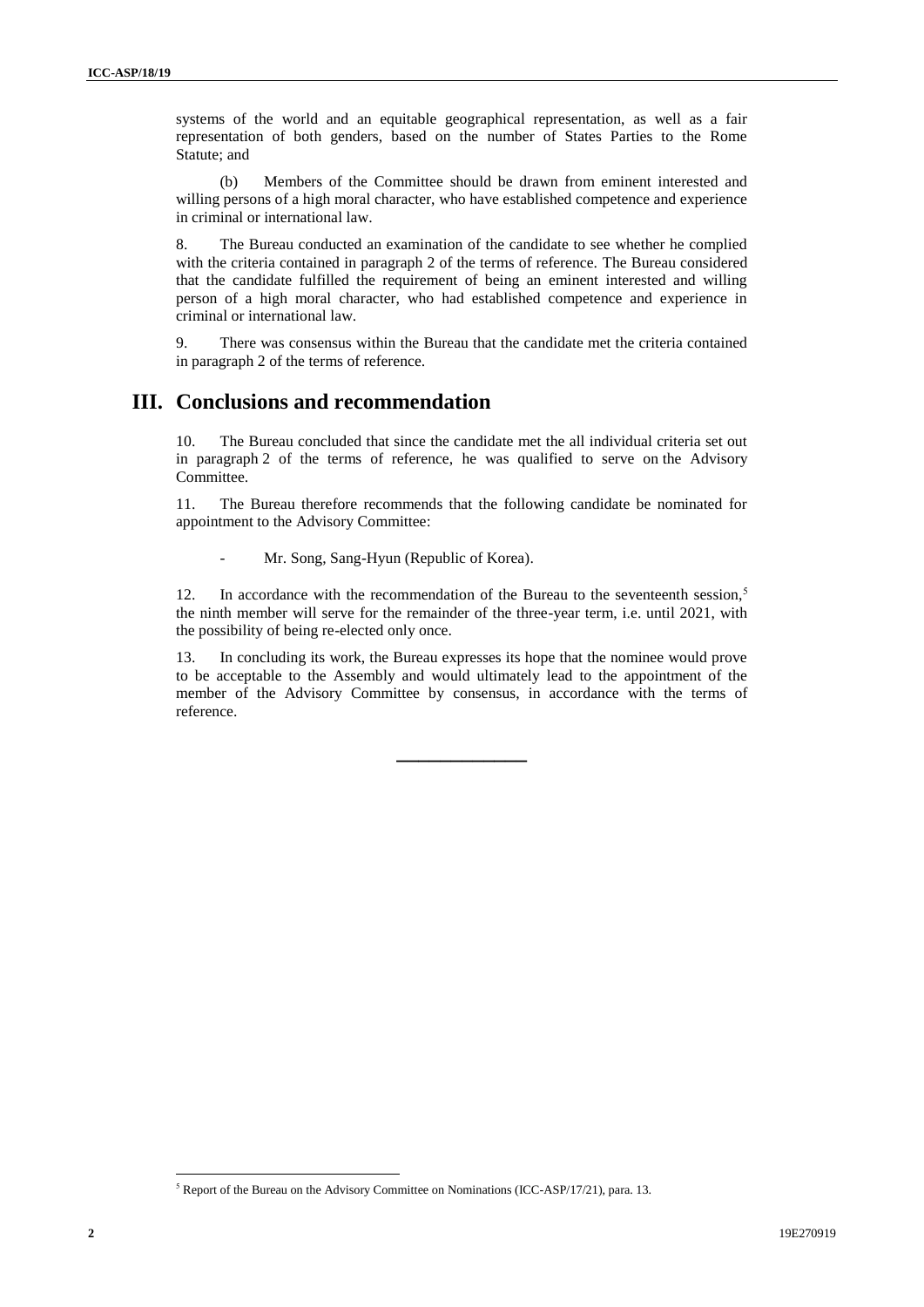systems of the world and an equitable geographical representation, as well as a fair representation of both genders, based on the number of States Parties to the Rome Statute; and

(b) Members of the Committee should be drawn from eminent interested and willing persons of a high moral character, who have established competence and experience in criminal or international law.

8. The Bureau conducted an examination of the candidate to see whether he complied with the criteria contained in paragraph 2 of the terms of reference. The Bureau considered that the candidate fulfilled the requirement of being an eminent interested and willing person of a high moral character, who had established competence and experience in criminal or international law.

9. There was consensus within the Bureau that the candidate met the criteria contained in paragraph 2 of the terms of reference.

## III. Conclusions and recommendation

10. The Bureau concluded that since the candidate met the all individual criteria set out in paragraph 2 of the terms of reference, he was qualified to serve on the Advisory Committee.

11. The Bureau therefore recommends that the following candidate be nominated for appointment to the Advisory Committee:

- Mr. Song, Sang-Hyun (Republic of Korea).

12. In accordance with the recommendation of the Bureau to the seventeenth session,[5] the ninth member will serve for the remainder of the three-year term, i.e. until 2021, with the possibility of being re-elected only once.

13. In concluding its work, the Bureau expresses its hope that the nominee would prove to be acceptable to the Assembly and would ultimately lead to the appointment of the member of the Advisory Committee by consensus, in accordance with the terms of reference.

---

[5] Report of the Bureau on the Advisory Committee on Nominations (ICC-ASP/17/21), para. 13.